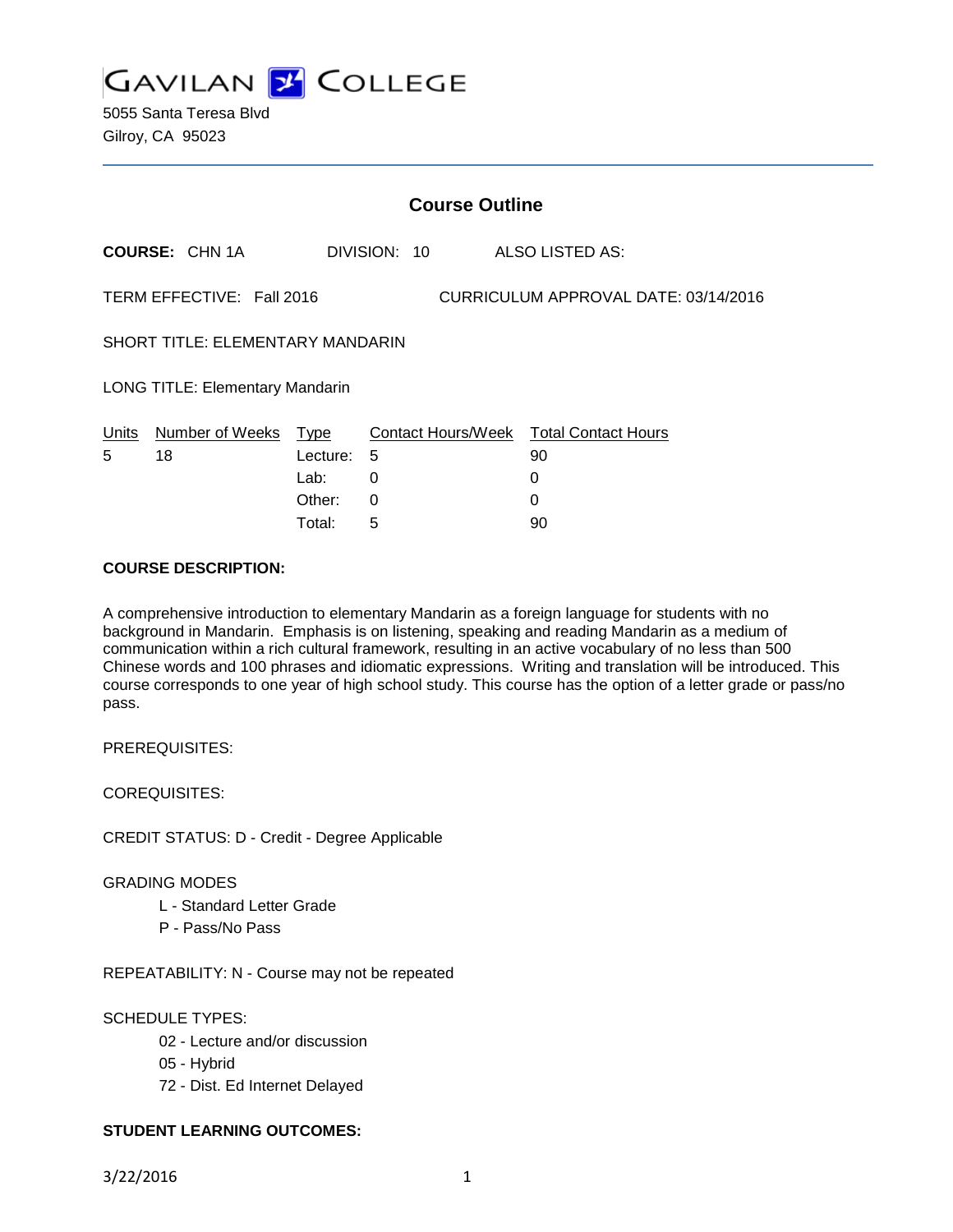# GAVILAN COLLEGE

5055 Santa Teresa Blvd
Gilroy, CA 95023

## Course Outline

**COURSE:** CHN 1A DIVISION: 10 ALSO LISTED AS:

TERM EFFECTIVE: Fall 2016 CURRICULUM APPROVAL DATE: 03/14/2016

SHORT TITLE: ELEMENTARY MANDARIN

LONG TITLE: Elementary Mandarin

| Units | Number of Weeks | Type | Contact Hours/Week | Total Contact Hours |
|---|---|---|---|---|
| 5 | 18 | Lecture: | 5 | 90 |
| | | Lab: | 0 | 0 |
| | | Other: | 0 | 0 |
| | | Total: | 5 | 90 |

**COURSE DESCRIPTION:**

A comprehensive introduction to elementary Mandarin as a foreign language for students with no background in Mandarin. Emphasis is on listening, speaking and reading Mandarin as a medium of communication within a rich cultural framework, resulting in an active vocabulary of no less than 500 Chinese words and 100 phrases and idiomatic expressions. Writing and translation will be introduced. This course corresponds to one year of high school study. This course has the option of a letter grade or pass/no pass.

PREREQUISITES:

COREQUISITES:

CREDIT STATUS: D - Credit - Degree Applicable

GRADING MODES

- L - Standard Letter Grade
- P - Pass/No Pass

REPEATABILITY: N - Course may not be repeated

SCHEDULE TYPES:

- 02 - Lecture and/or discussion
- 05 - Hybrid
- 72 - Dist. Ed Internet Delayed

**STUDENT LEARNING OUTCOMES:**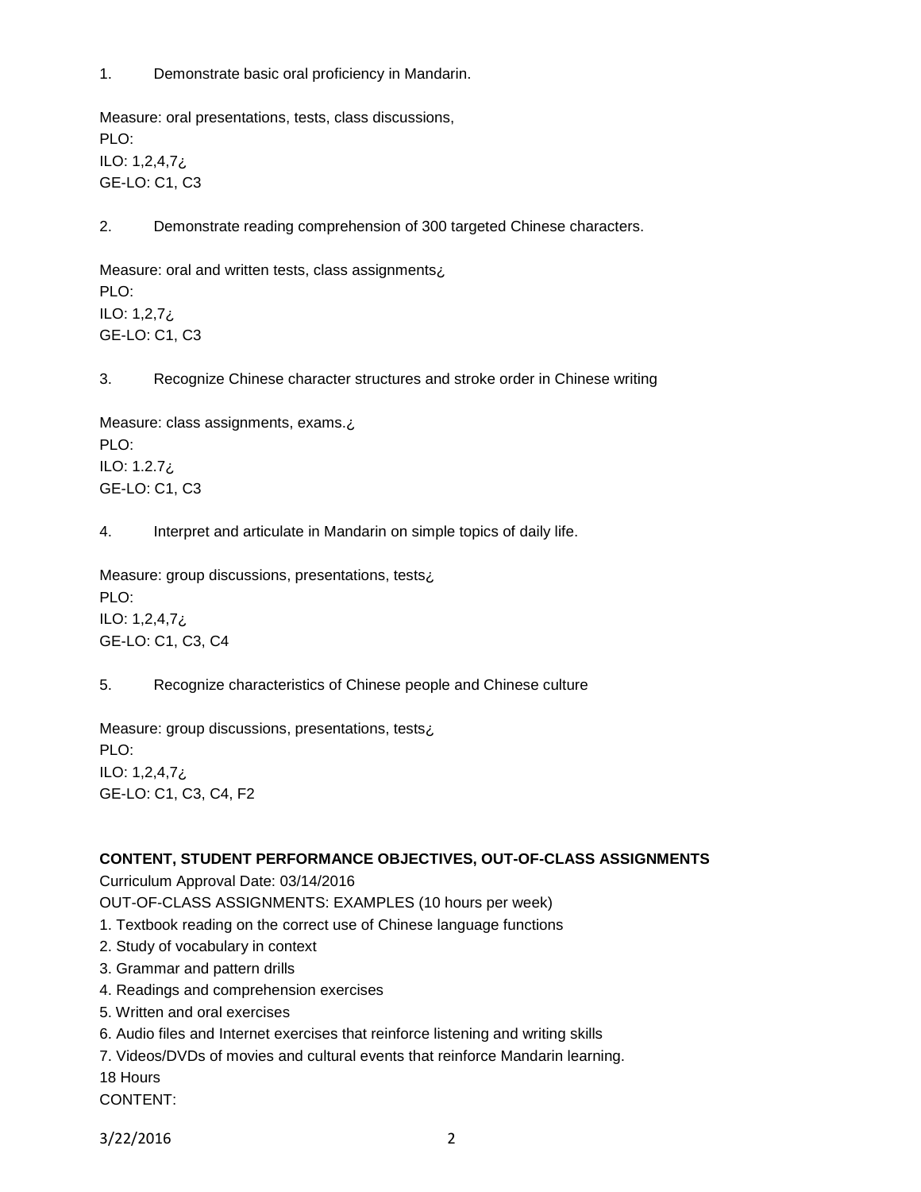1. Demonstrate basic oral proficiency in Mandarin.

Measure: oral presentations, tests, class discussions,
PLO:
ILO: 1,2,4,7¿
GE-LO: C1, C3

2. Demonstrate reading comprehension of 300 targeted Chinese characters.

Measure: oral and written tests, class assignments¿
PLO:
ILO: 1,2,7¿
GE-LO: C1, C3

3. Recognize Chinese character structures and stroke order in Chinese writing

Measure: class assignments, exams.¿
PLO:
ILO: 1.2.7¿
GE-LO: C1, C3

4. Interpret and articulate in Mandarin on simple topics of daily life.

Measure: group discussions, presentations, tests¿
PLO:
ILO: 1,2,4,7¿
GE-LO: C1, C3, C4

5. Recognize characteristics of Chinese people and Chinese culture

Measure: group discussions, presentations, tests¿
PLO:
ILO: 1,2,4,7¿
GE-LO: C1, C3, C4, F2

**CONTENT, STUDENT PERFORMANCE OBJECTIVES, OUT-OF-CLASS ASSIGNMENTS**

Curriculum Approval Date: 03/14/2016

OUT-OF-CLASS ASSIGNMENTS: EXAMPLES (10 hours per week)

1. Textbook reading on the correct use of Chinese language functions
2. Study of vocabulary in context
3. Grammar and pattern drills
4. Readings and comprehension exercises
5. Written and oral exercises
6. Audio files and Internet exercises that reinforce listening and writing skills
7. Videos/DVDs of movies and cultural events that reinforce Mandarin learning.

18 Hours

CONTENT: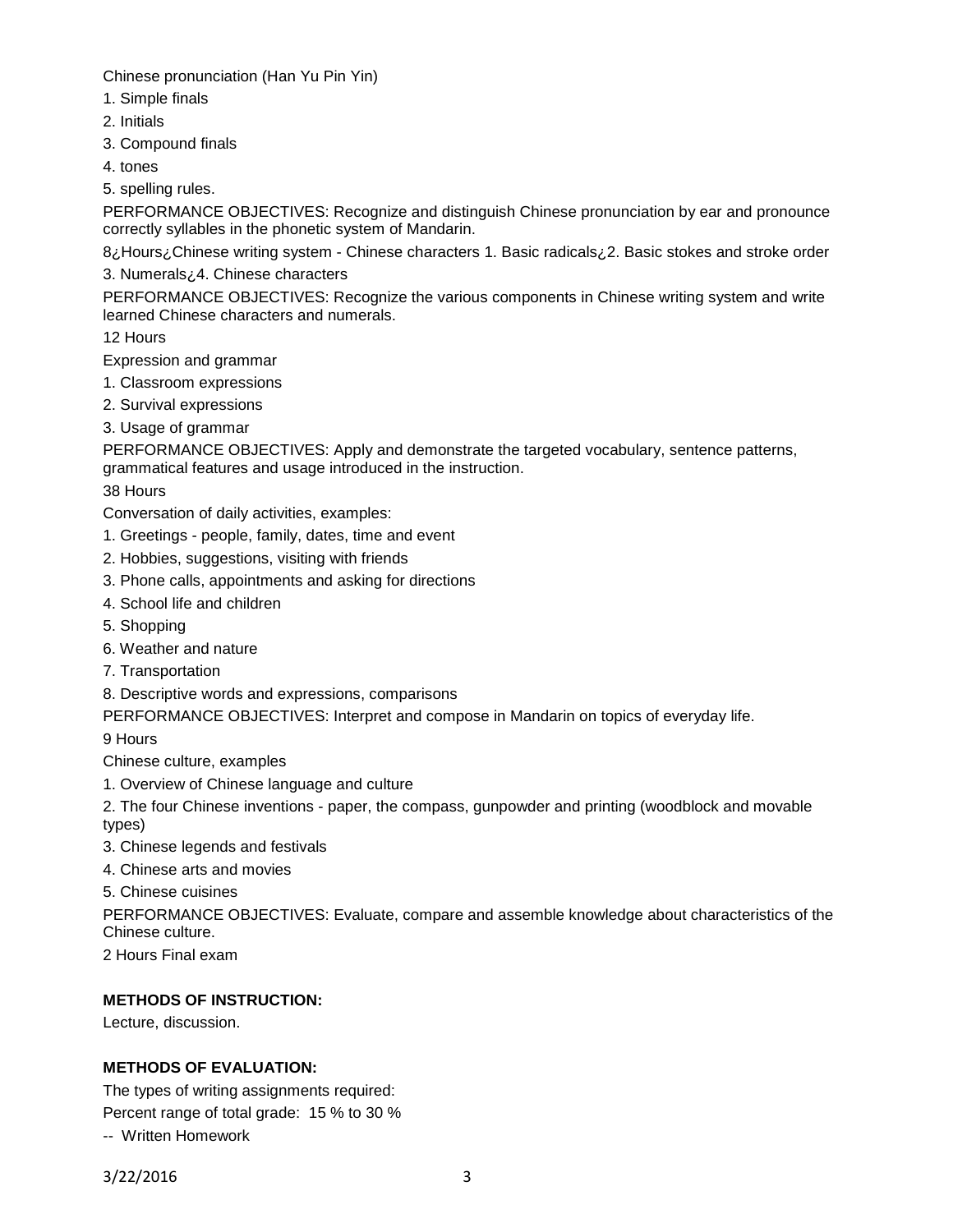Chinese pronunciation (Han Yu Pin Yin)

1. Simple finals
2. Initials
3. Compound finals
4. tones
5. spelling rules.

PERFORMANCE OBJECTIVES: Recognize and distinguish Chinese pronunciation by ear and pronounce correctly syllables in the phonetic system of Mandarin.

8¿Hours¿Chinese writing system - Chinese characters 1. Basic radicals¿2. Basic stokes and stroke order 3. Numerals¿4. Chinese characters

PERFORMANCE OBJECTIVES: Recognize the various components in Chinese writing system and write learned Chinese characters and numerals.

12 Hours

Expression and grammar

1. Classroom expressions
2. Survival expressions
3. Usage of grammar

PERFORMANCE OBJECTIVES: Apply and demonstrate the targeted vocabulary, sentence patterns, grammatical features and usage introduced in the instruction.

38 Hours

Conversation of daily activities, examples:

1. Greetings - people, family, dates, time and event
2. Hobbies, suggestions, visiting with friends
3. Phone calls, appointments and asking for directions
4. School life and children
5. Shopping
6. Weather and nature
7. Transportation
8. Descriptive words and expressions, comparisons

PERFORMANCE OBJECTIVES: Interpret and compose in Mandarin on topics of everyday life.

9 Hours

Chinese culture, examples

1. Overview of Chinese language and culture
2. The four Chinese inventions - paper, the compass, gunpowder and printing (woodblock and movable types)
3. Chinese legends and festivals
4. Chinese arts and movies
5. Chinese cuisines

PERFORMANCE OBJECTIVES: Evaluate, compare and assemble knowledge about characteristics of the Chinese culture.

2 Hours Final exam

**METHODS OF INSTRUCTION:**

Lecture, discussion.

**METHODS OF EVALUATION:**

The types of writing assignments required:

Percent range of total grade: 15 % to 30 %

-- Written Homework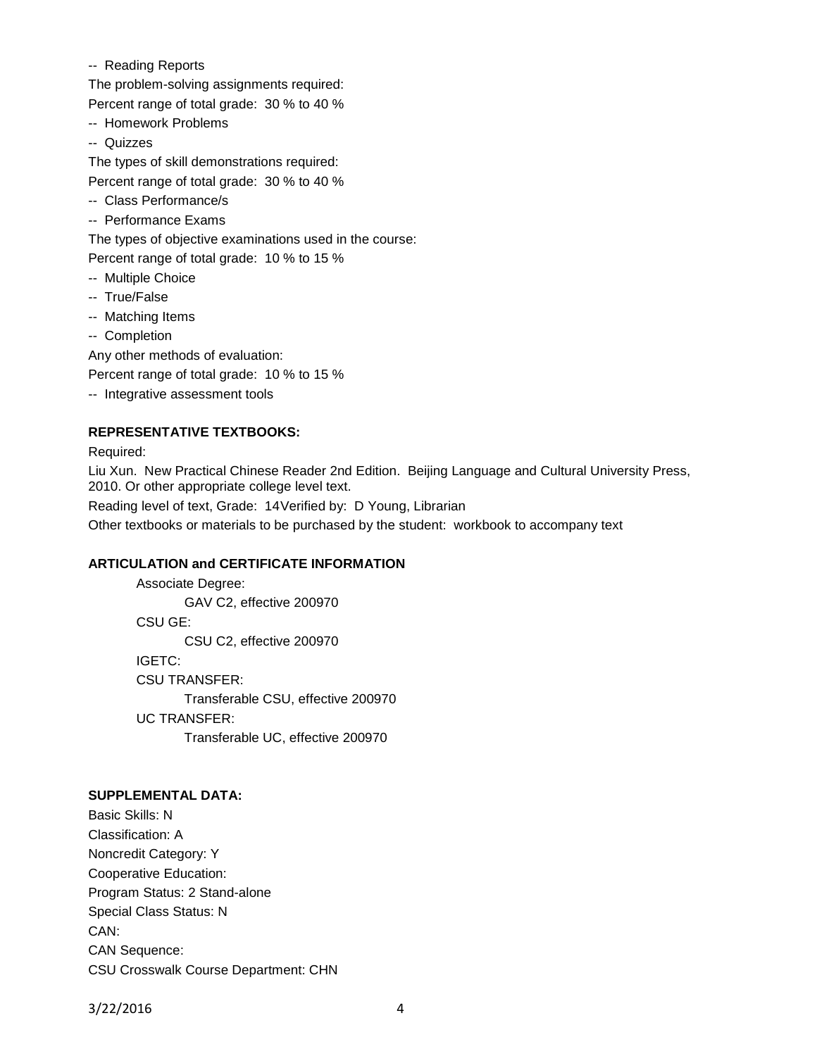-- Reading Reports

The problem-solving assignments required:

Percent range of total grade: 30 % to 40 %

-- Homework Problems

-- Quizzes

The types of skill demonstrations required:

Percent range of total grade: 30 % to 40 %

-- Class Performance/s

-- Performance Exams

The types of objective examinations used in the course:

Percent range of total grade: 10 % to 15 %

-- Multiple Choice

-- True/False

-- Matching Items

-- Completion

Any other methods of evaluation:

Percent range of total grade: 10 % to 15 %

-- Integrative assessment tools

**REPRESENTATIVE TEXTBOOKS:**

Required:

Liu Xun. New Practical Chinese Reader 2nd Edition. Beijing Language and Cultural University Press, 2010. Or other appropriate college level text.

Reading level of text, Grade: 14Verified by: D Young, Librarian

Other textbooks or materials to be purchased by the student: workbook to accompany text

**ARTICULATION and CERTIFICATE INFORMATION**

Associate Degree:

GAV C2, effective 200970

CSU GE:

CSU C2, effective 200970

IGETC:

CSU TRANSFER:

Transferable CSU, effective 200970

UC TRANSFER:

Transferable UC, effective 200970

**SUPPLEMENTAL DATA:**

Basic Skills: N

Classification: A

Noncredit Category: Y

Cooperative Education:

Program Status: 2 Stand-alone

Special Class Status: N

CAN:

CAN Sequence:

CSU Crosswalk Course Department: CHN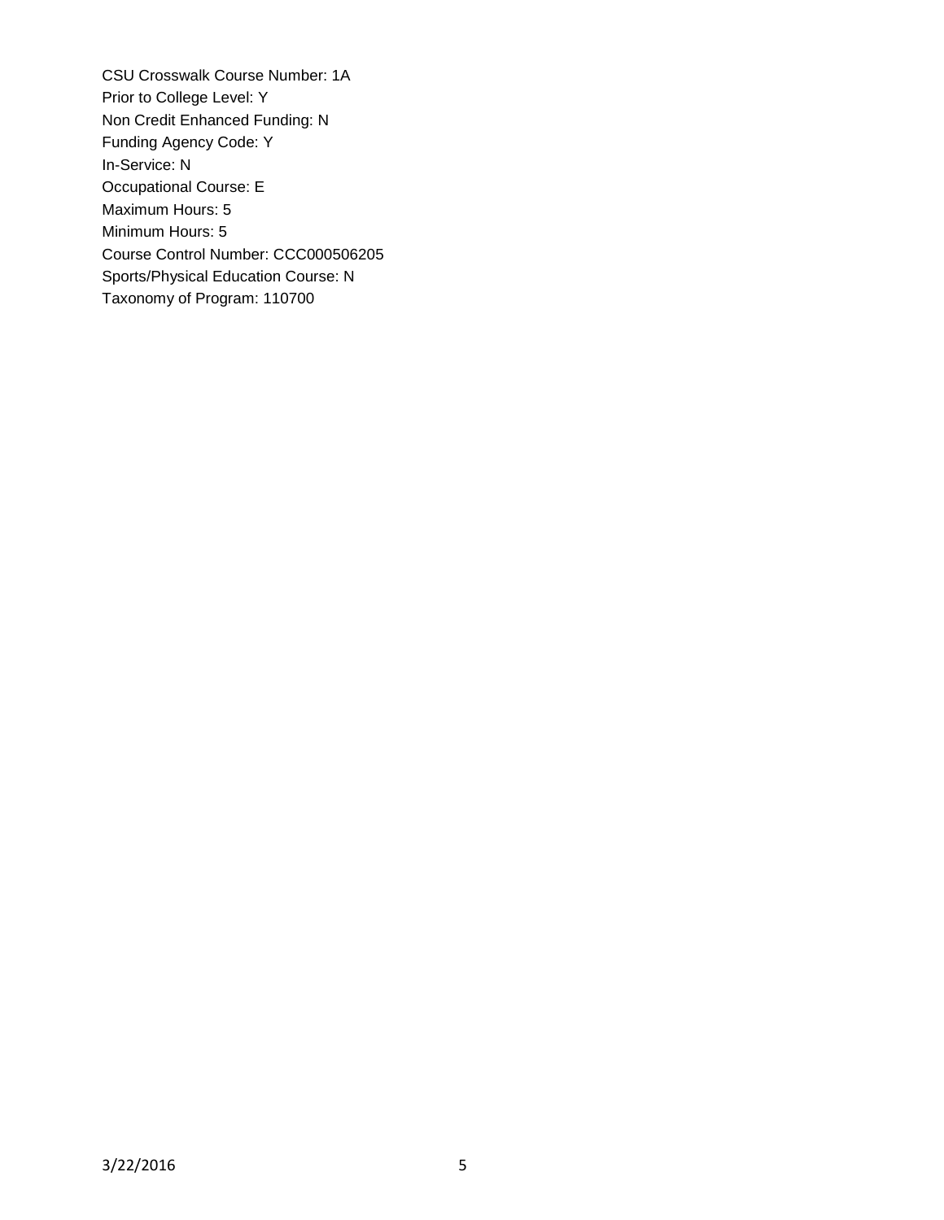CSU Crosswalk Course Number: 1A
Prior to College Level: Y
Non Credit Enhanced Funding: N
Funding Agency Code: Y
In-Service: N
Occupational Course: E
Maximum Hours: 5
Minimum Hours: 5
Course Control Number: CCC000506205
Sports/Physical Education Course: N
Taxonomy of Program: 110700